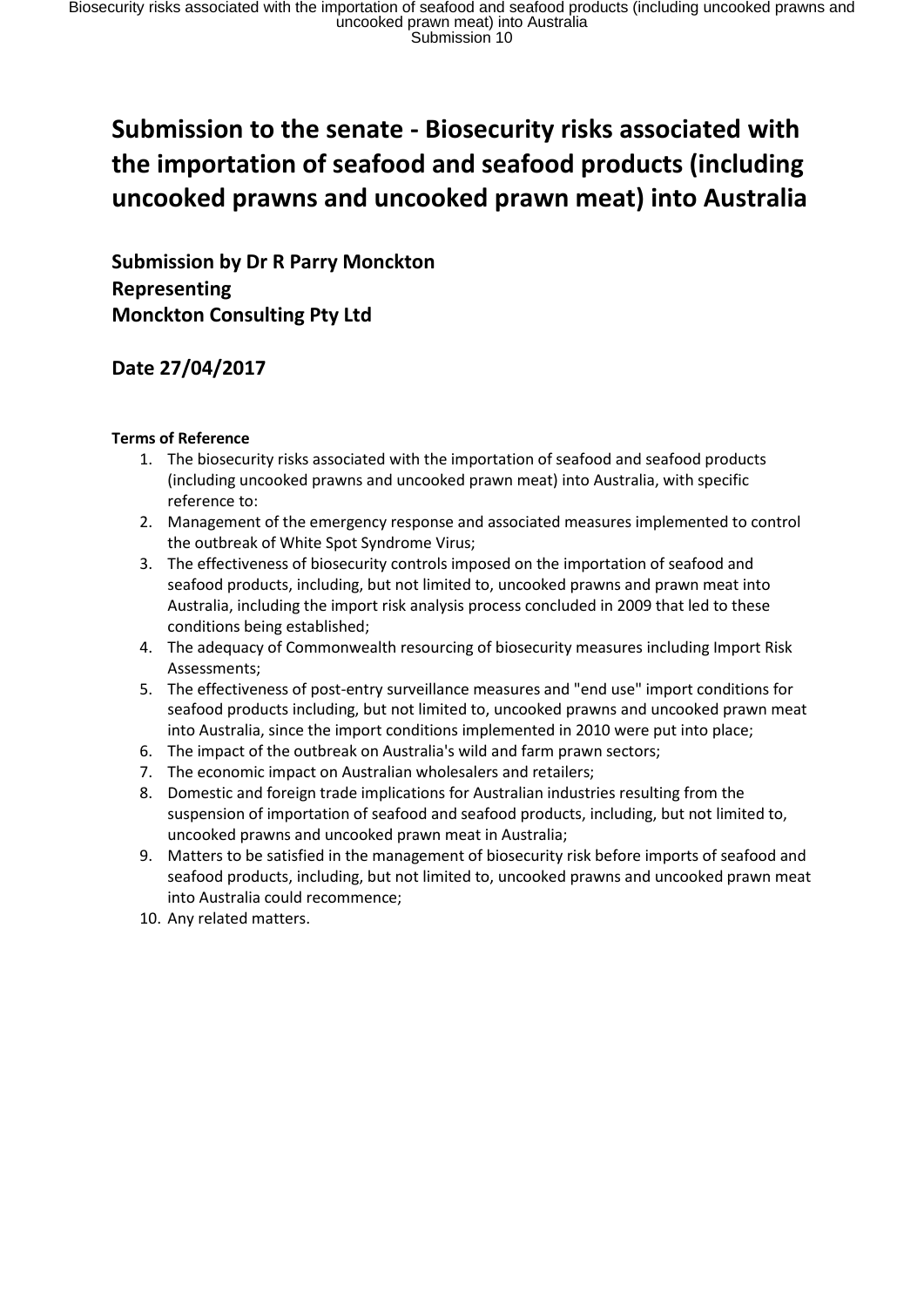# Submission to the senate - Biosecurity risks associated with the importation of seafood and seafood products (including uncooked prawns and uncooked prawn meat) into Australia

## Submission by Dr R Parry Monckton
## Representing
## Monckton Consulting Pty Ltd

## Date 27/04/2017

**Terms of Reference**

1. The biosecurity risks associated with the importation of seafood and seafood products (including uncooked prawns and uncooked prawn meat) into Australia, with specific reference to:
2. Management of the emergency response and associated measures implemented to control the outbreak of White Spot Syndrome Virus;
3. The effectiveness of biosecurity controls imposed on the importation of seafood and seafood products, including, but not limited to, uncooked prawns and prawn meat into Australia, including the import risk analysis process concluded in 2009 that led to these conditions being established;
4. The adequacy of Commonwealth resourcing of biosecurity measures including Import Risk Assessments;
5. The effectiveness of post-entry surveillance measures and "end use" import conditions for seafood products including, but not limited to, uncooked prawns and uncooked prawn meat into Australia, since the import conditions implemented in 2010 were put into place;
6. The impact of the outbreak on Australia's wild and farm prawn sectors;
7. The economic impact on Australian wholesalers and retailers;
8. Domestic and foreign trade implications for Australian industries resulting from the suspension of importation of seafood and seafood products, including, but not limited to, uncooked prawns and uncooked prawn meat in Australia;
9. Matters to be satisfied in the management of biosecurity risk before imports of seafood and seafood products, including, but not limited to, uncooked prawns and uncooked prawn meat into Australia could recommence;
10. Any related matters.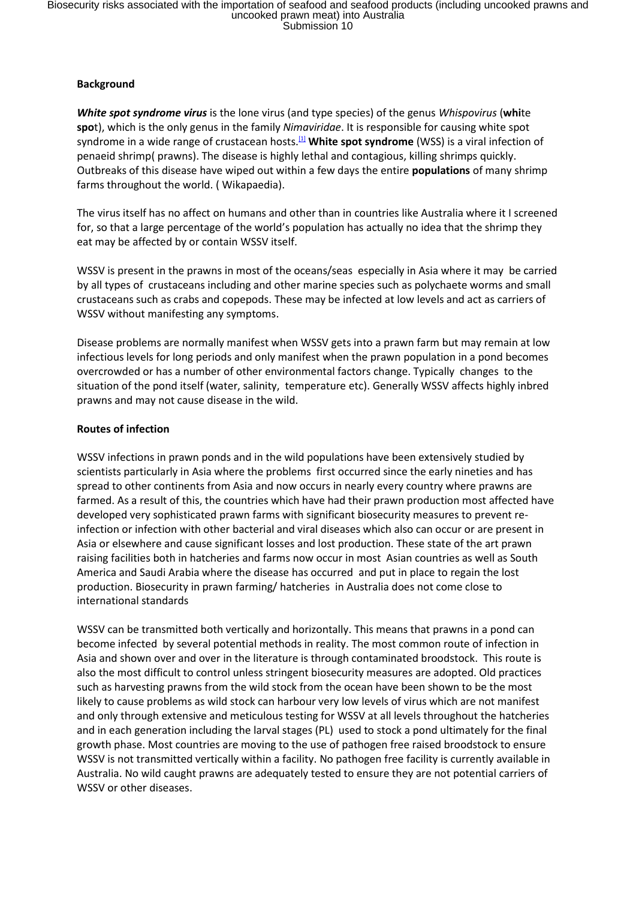**Background**

***White spot syndrome virus*** is the lone virus (and type species) of the genus *Whispovirus* (**whi**te **spo**t), which is the only genus in the family *Nimaviridae*. It is responsible for causing white spot syndrome in a wide range of crustacean hosts.[1] **White spot syndrome** (WSS) is a viral infection of penaeid shrimp( prawns). The disease is highly lethal and contagious, killing shrimps quickly. Outbreaks of this disease have wiped out within a few days the entire **populations** of many shrimp farms throughout the world. ( Wikapaedia).

The virus itself has no affect on humans and other than in countries like Australia where it I screened for, so that a large percentage of the world's population has actually no idea that the shrimp they eat may be affected by or contain WSSV itself.

WSSV is present in the prawns in most of the oceans/seas especially in Asia where it may be carried by all types of crustaceans including and other marine species such as polychaete worms and small crustaceans such as crabs and copepods. These may be infected at low levels and act as carriers of WSSV without manifesting any symptoms.

Disease problems are normally manifest when WSSV gets into a prawn farm but may remain at low infectious levels for long periods and only manifest when the prawn population in a pond becomes overcrowded or has a number of other environmental factors change. Typically changes to the situation of the pond itself (water, salinity, temperature etc). Generally WSSV affects highly inbred prawns and may not cause disease in the wild.

**Routes of infection**

WSSV infections in prawn ponds and in the wild populations have been extensively studied by scientists particularly in Asia where the problems first occurred since the early nineties and has spread to other continents from Asia and now occurs in nearly every country where prawns are farmed. As a result of this, the countries which have had their prawn production most affected have developed very sophisticated prawn farms with significant biosecurity measures to prevent re-infection or infection with other bacterial and viral diseases which also can occur or are present in Asia or elsewhere and cause significant losses and lost production. These state of the art prawn raising facilities both in hatcheries and farms now occur in most Asian countries as well as South America and Saudi Arabia where the disease has occurred and put in place to regain the lost production. Biosecurity in prawn farming/ hatcheries in Australia does not come close to international standards

WSSV can be transmitted both vertically and horizontally. This means that prawns in a pond can become infected by several potential methods in reality. The most common route of infection in Asia and shown over and over in the literature is through contaminated broodstock. This route is also the most difficult to control unless stringent biosecurity measures are adopted. Old practices such as harvesting prawns from the wild stock from the ocean have been shown to be the most likely to cause problems as wild stock can harbour very low levels of virus which are not manifest and only through extensive and meticulous testing for WSSV at all levels throughout the hatcheries and in each generation including the larval stages (PL) used to stock a pond ultimately for the final growth phase. Most countries are moving to the use of pathogen free raised broodstock to ensure WSSV is not transmitted vertically within a facility. No pathogen free facility is currently available in Australia. No wild caught prawns are adequately tested to ensure they are not potential carriers of WSSV or other diseases.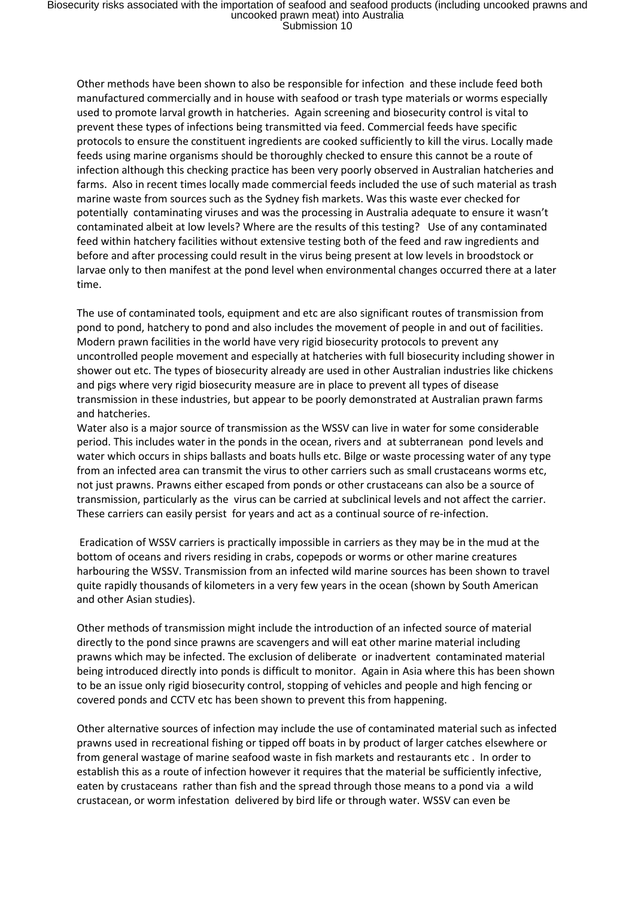Other methods have been shown to also be responsible for infection and these include feed both manufactured commercially and in house with seafood or trash type materials or worms especially used to promote larval growth in hatcheries. Again screening and biosecurity control is vital to prevent these types of infections being transmitted via feed. Commercial feeds have specific protocols to ensure the constituent ingredients are cooked sufficiently to kill the virus. Locally made feeds using marine organisms should be thoroughly checked to ensure this cannot be a route of infection although this checking practice has been very poorly observed in Australian hatcheries and farms. Also in recent times locally made commercial feeds included the use of such material as trash marine waste from sources such as the Sydney fish markets. Was this waste ever checked for potentially contaminating viruses and was the processing in Australia adequate to ensure it wasn't contaminated albeit at low levels? Where are the results of this testing? Use of any contaminated feed within hatchery facilities without extensive testing both of the feed and raw ingredients and before and after processing could result in the virus being present at low levels in broodstock or larvae only to then manifest at the pond level when environmental changes occurred there at a later time.

The use of contaminated tools, equipment and etc are also significant routes of transmission from pond to pond, hatchery to pond and also includes the movement of people in and out of facilities. Modern prawn facilities in the world have very rigid biosecurity protocols to prevent any uncontrolled people movement and especially at hatcheries with full biosecurity including shower in shower out etc. The types of biosecurity already are used in other Australian industries like chickens and pigs where very rigid biosecurity measure are in place to prevent all types of disease transmission in these industries, but appear to be poorly demonstrated at Australian prawn farms and hatcheries.

Water also is a major source of transmission as the WSSV can live in water for some considerable period. This includes water in the ponds in the ocean, rivers and at subterranean pond levels and water which occurs in ships ballasts and boats hulls etc. Bilge or waste processing water of any type from an infected area can transmit the virus to other carriers such as small crustaceans worms etc, not just prawns. Prawns either escaped from ponds or other crustaceans can also be a source of transmission, particularly as the virus can be carried at subclinical levels and not affect the carrier. These carriers can easily persist for years and act as a continual source of re-infection.

Eradication of WSSV carriers is practically impossible in carriers as they may be in the mud at the bottom of oceans and rivers residing in crabs, copepods or worms or other marine creatures harbouring the WSSV. Transmission from an infected wild marine sources has been shown to travel quite rapidly thousands of kilometers in a very few years in the ocean (shown by South American and other Asian studies).

Other methods of transmission might include the introduction of an infected source of material directly to the pond since prawns are scavengers and will eat other marine material including prawns which may be infected. The exclusion of deliberate or inadvertent contaminated material being introduced directly into ponds is difficult to monitor. Again in Asia where this has been shown to be an issue only rigid biosecurity control, stopping of vehicles and people and high fencing or covered ponds and CCTV etc has been shown to prevent this from happening.

Other alternative sources of infection may include the use of contaminated material such as infected prawns used in recreational fishing or tipped off boats in by product of larger catches elsewhere or from general wastage of marine seafood waste in fish markets and restaurants etc . In order to establish this as a route of infection however it requires that the material be sufficiently infective, eaten by crustaceans rather than fish and the spread through those means to a pond via a wild crustacean, or worm infestation delivered by bird life or through water. WSSV can even be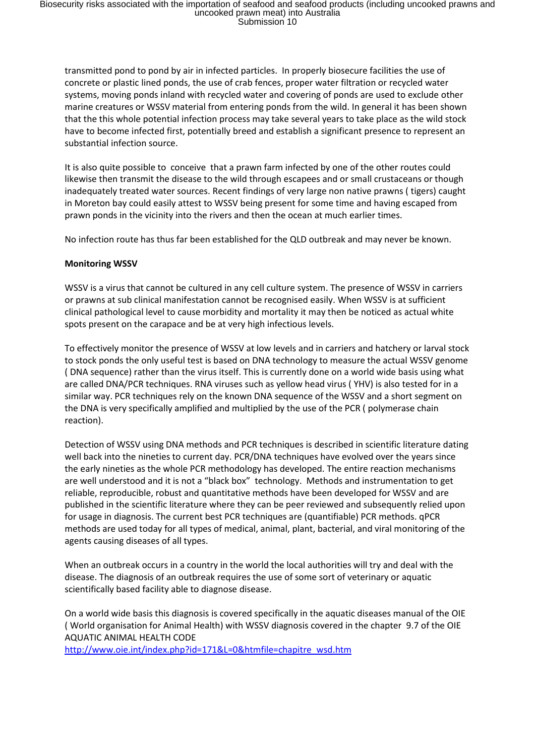transmitted pond to pond by air in infected particles. In properly biosecure facilities the use of concrete or plastic lined ponds, the use of crab fences, proper water filtration or recycled water systems, moving ponds inland with recycled water and covering of ponds are used to exclude other marine creatures or WSSV material from entering ponds from the wild. In general it has been shown that the this whole potential infection process may take several years to take place as the wild stock have to become infected first, potentially breed and establish a significant presence to represent an substantial infection source.

It is also quite possible to conceive that a prawn farm infected by one of the other routes could likewise then transmit the disease to the wild through escapees and or small crustaceans or though inadequately treated water sources. Recent findings of very large non native prawns ( tigers) caught in Moreton bay could easily attest to WSSV being present for some time and having escaped from prawn ponds in the vicinity into the rivers and then the ocean at much earlier times.

No infection route has thus far been established for the QLD outbreak and may never be known.

**Monitoring WSSV**

WSSV is a virus that cannot be cultured in any cell culture system. The presence of WSSV in carriers or prawns at sub clinical manifestation cannot be recognised easily. When WSSV is at sufficient clinical pathological level to cause morbidity and mortality it may then be noticed as actual white spots present on the carapace and be at very high infectious levels.

To effectively monitor the presence of WSSV at low levels and in carriers and hatchery or larval stock to stock ponds the only useful test is based on DNA technology to measure the actual WSSV genome ( DNA sequence) rather than the virus itself. This is currently done on a world wide basis using what are called DNA/PCR techniques. RNA viruses such as yellow head virus ( YHV) is also tested for in a similar way. PCR techniques rely on the known DNA sequence of the WSSV and a short segment on the DNA is very specifically amplified and multiplied by the use of the PCR ( polymerase chain reaction).

Detection of WSSV using DNA methods and PCR techniques is described in scientific literature dating well back into the nineties to current day. PCR/DNA techniques have evolved over the years since the early nineties as the whole PCR methodology has developed. The entire reaction mechanisms are well understood and it is not a "black box" technology. Methods and instrumentation to get reliable, reproducible, robust and quantitative methods have been developed for WSSV and are published in the scientific literature where they can be peer reviewed and subsequently relied upon for usage in diagnosis. The current best PCR techniques are (quantifiable) PCR methods. qPCR methods are used today for all types of medical, animal, plant, bacterial, and viral monitoring of the agents causing diseases of all types.

When an outbreak occurs in a country in the world the local authorities will try and deal with the disease. The diagnosis of an outbreak requires the use of some sort of veterinary or aquatic scientifically based facility able to diagnose disease.

On a world wide basis this diagnosis is covered specifically in the aquatic diseases manual of the OIE ( World organisation for Animal Health) with WSSV diagnosis covered in the chapter 9.7 of the OIE AQUATIC ANIMAL HEALTH CODE
http://www.oie.int/index.php?id=171&L=0&htmfile=chapitre_wsd.htm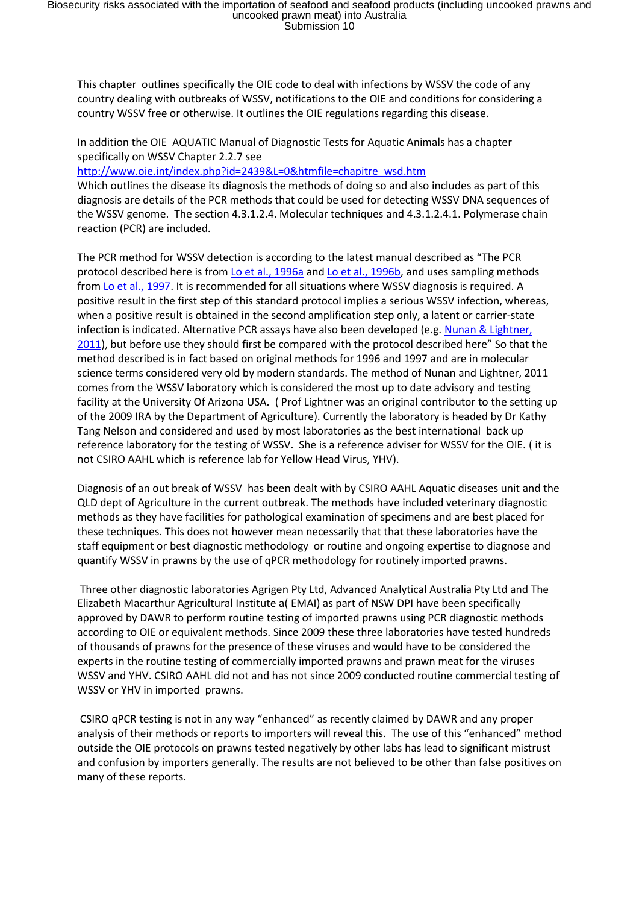This chapter outlines specifically the OIE code to deal with infections by WSSV the code of any country dealing with outbreaks of WSSV, notifications to the OIE and conditions for considering a country WSSV free or otherwise. It outlines the OIE regulations regarding this disease.

In addition the OIE AQUATIC Manual of Diagnostic Tests for Aquatic Animals has a chapter specifically on WSSV Chapter 2.2.7 see
http://www.oie.int/index.php?id=2439&L=0&htmfile=chapitre_wsd.htm
Which outlines the disease its diagnosis the methods of doing so and also includes as part of this diagnosis are details of the PCR methods that could be used for detecting WSSV DNA sequences of the WSSV genome. The section 4.3.1.2.4. Molecular techniques and 4.3.1.2.4.1. Polymerase chain reaction (PCR) are included.

The PCR method for WSSV detection is according to the latest manual described as "The PCR protocol described here is from Lo et al., 1996a and Lo et al., 1996b, and uses sampling methods from Lo et al., 1997. It is recommended for all situations where WSSV diagnosis is required. A positive result in the first step of this standard protocol implies a serious WSSV infection, whereas, when a positive result is obtained in the second amplification step only, a latent or carrier-state infection is indicated. Alternative PCR assays have also been developed (e.g. Nunan & Lightner, 2011), but before use they should first be compared with the protocol described here" So that the method described is in fact based on original methods for 1996 and 1997 and are in molecular science terms considered very old by modern standards. The method of Nunan and Lightner, 2011 comes from the WSSV laboratory which is considered the most up to date advisory and testing facility at the University Of Arizona USA. ( Prof Lightner was an original contributor to the setting up of the 2009 IRA by the Department of Agriculture). Currently the laboratory is headed by Dr Kathy Tang Nelson and considered and used by most laboratories as the best international back up reference laboratory for the testing of WSSV. She is a reference adviser for WSSV for the OIE. ( it is not CSIRO AAHL which is reference lab for Yellow Head Virus, YHV).

Diagnosis of an out break of WSSV has been dealt with by CSIRO AAHL Aquatic diseases unit and the QLD dept of Agriculture in the current outbreak. The methods have included veterinary diagnostic methods as they have facilities for pathological examination of specimens and are best placed for these techniques. This does not however mean necessarily that that these laboratories have the staff equipment or best diagnostic methodology or routine and ongoing expertise to diagnose and quantify WSSV in prawns by the use of qPCR methodology for routinely imported prawns.

Three other diagnostic laboratories Agrigen Pty Ltd, Advanced Analytical Australia Pty Ltd and The Elizabeth Macarthur Agricultural Institute a( EMAI) as part of NSW DPI have been specifically approved by DAWR to perform routine testing of imported prawns using PCR diagnostic methods according to OIE or equivalent methods. Since 2009 these three laboratories have tested hundreds of thousands of prawns for the presence of these viruses and would have to be considered the experts in the routine testing of commercially imported prawns and prawn meat for the viruses WSSV and YHV. CSIRO AAHL did not and has not since 2009 conducted routine commercial testing of WSSV or YHV in imported prawns.

CSIRO qPCR testing is not in any way "enhanced" as recently claimed by DAWR and any proper analysis of their methods or reports to importers will reveal this. The use of this "enhanced" method outside the OIE protocols on prawns tested negatively by other labs has lead to significant mistrust and confusion by importers generally. The results are not believed to be other than false positives on many of these reports.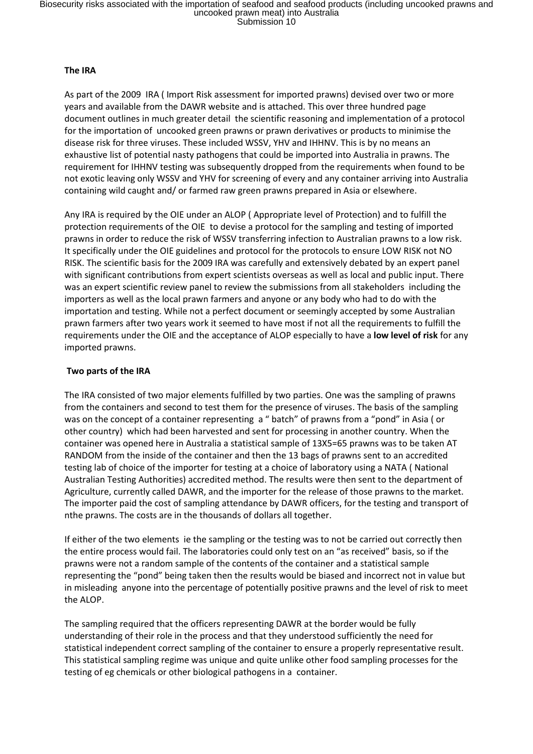**The IRA**

As part of the 2009 IRA ( Import Risk assessment for imported prawns) devised over two or more years and available from the DAWR website and is attached. This over three hundred page document outlines in much greater detail the scientific reasoning and implementation of a protocol for the importation of uncooked green prawns or prawn derivatives or products to minimise the disease risk for three viruses. These included WSSV, YHV and IHHNV. This is by no means an exhaustive list of potential nasty pathogens that could be imported into Australia in prawns. The requirement for IHHNV testing was subsequently dropped from the requirements when found to be not exotic leaving only WSSV and YHV for screening of every and any container arriving into Australia containing wild caught and/ or farmed raw green prawns prepared in Asia or elsewhere.

Any IRA is required by the OIE under an ALOP ( Appropriate level of Protection) and to fulfill the protection requirements of the OIE to devise a protocol for the sampling and testing of imported prawns in order to reduce the risk of WSSV transferring infection to Australian prawns to a low risk. It specifically under the OIE guidelines and protocol for the protocols to ensure LOW RISK not NO RISK. The scientific basis for the 2009 IRA was carefully and extensively debated by an expert panel with significant contributions from expert scientists overseas as well as local and public input. There was an expert scientific review panel to review the submissions from all stakeholders including the importers as well as the local prawn farmers and anyone or any body who had to do with the importation and testing. While not a perfect document or seemingly accepted by some Australian prawn farmers after two years work it seemed to have most if not all the requirements to fulfill the requirements under the OIE and the acceptance of ALOP especially to have a **low level of risk** for any imported prawns.

**Two parts of the IRA**

The IRA consisted of two major elements fulfilled by two parties. One was the sampling of prawns from the containers and second to test them for the presence of viruses. The basis of the sampling was on the concept of a container representing a " batch" of prawns from a "pond" in Asia ( or other country) which had been harvested and sent for processing in another country. When the container was opened here in Australia a statistical sample of 13X5=65 prawns was to be taken AT RANDOM from the inside of the container and then the 13 bags of prawns sent to an accredited testing lab of choice of the importer for testing at a choice of laboratory using a NATA ( National Australian Testing Authorities) accredited method. The results were then sent to the department of Agriculture, currently called DAWR, and the importer for the release of those prawns to the market. The importer paid the cost of sampling attendance by DAWR officers, for the testing and transport of nthe prawns. The costs are in the thousands of dollars all together.

If either of the two elements ie the sampling or the testing was to not be carried out correctly then the entire process would fail. The laboratories could only test on an "as received" basis, so if the prawns were not a random sample of the contents of the container and a statistical sample representing the "pond" being taken then the results would be biased and incorrect not in value but in misleading anyone into the percentage of potentially positive prawns and the level of risk to meet the ALOP.

The sampling required that the officers representing DAWR at the border would be fully understanding of their role in the process and that they understood sufficiently the need for statistical independent correct sampling of the container to ensure a properly representative result. This statistical sampling regime was unique and quite unlike other food sampling processes for the testing of eg chemicals or other biological pathogens in a container.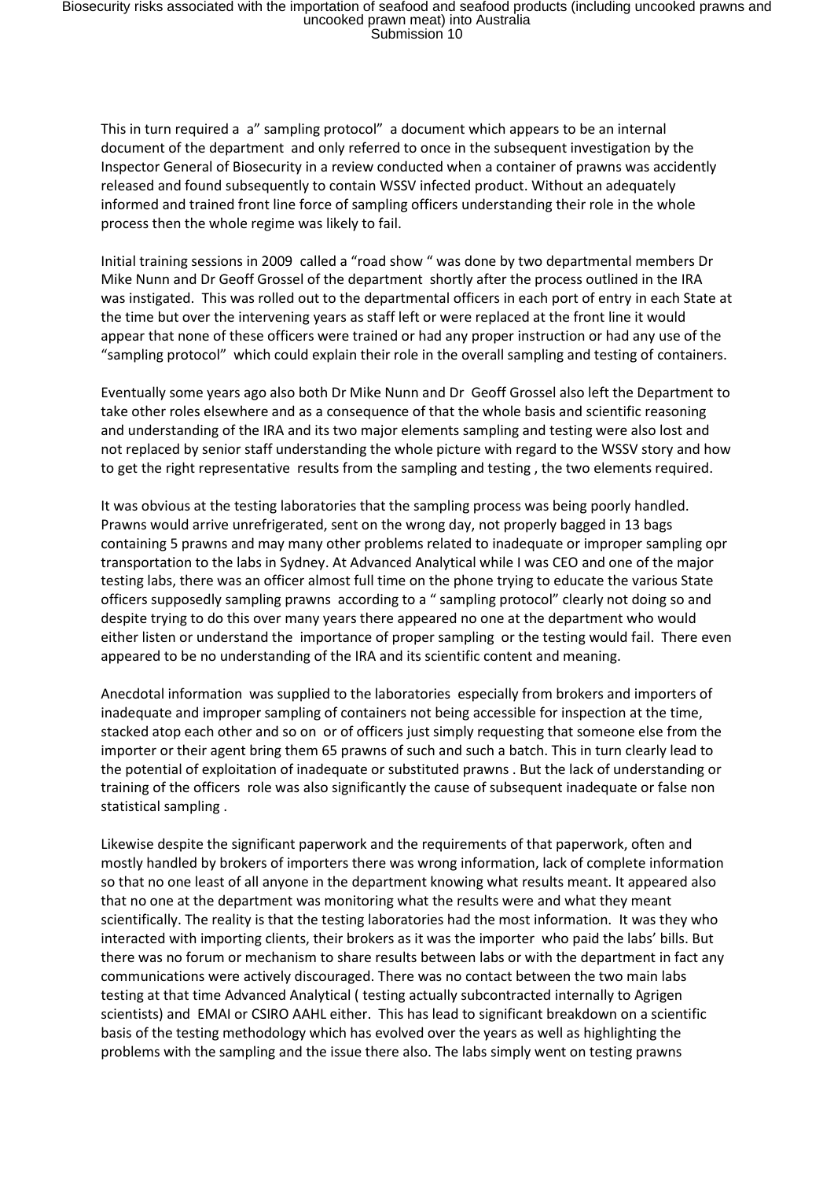This in turn required a a" sampling protocol" a document which appears to be an internal document of the department and only referred to once in the subsequent investigation by the Inspector General of Biosecurity in a review conducted when a container of prawns was accidently released and found subsequently to contain WSSV infected product. Without an adequately informed and trained front line force of sampling officers understanding their role in the whole process then the whole regime was likely to fail.

Initial training sessions in 2009 called a "road show " was done by two departmental members Dr Mike Nunn and Dr Geoff Grossel of the department shortly after the process outlined in the IRA was instigated. This was rolled out to the departmental officers in each port of entry in each State at the time but over the intervening years as staff left or were replaced at the front line it would appear that none of these officers were trained or had any proper instruction or had any use of the "sampling protocol" which could explain their role in the overall sampling and testing of containers.

Eventually some years ago also both Dr Mike Nunn and Dr Geoff Grossel also left the Department to take other roles elsewhere and as a consequence of that the whole basis and scientific reasoning and understanding of the IRA and its two major elements sampling and testing were also lost and not replaced by senior staff understanding the whole picture with regard to the WSSV story and how to get the right representative results from the sampling and testing , the two elements required.

It was obvious at the testing laboratories that the sampling process was being poorly handled. Prawns would arrive unrefrigerated, sent on the wrong day, not properly bagged in 13 bags containing 5 prawns and may many other problems related to inadequate or improper sampling opr transportation to the labs in Sydney. At Advanced Analytical while I was CEO and one of the major testing labs, there was an officer almost full time on the phone trying to educate the various State officers supposedly sampling prawns according to a " sampling protocol" clearly not doing so and despite trying to do this over many years there appeared no one at the department who would either listen or understand the importance of proper sampling or the testing would fail. There even appeared to be no understanding of the IRA and its scientific content and meaning.

Anecdotal information was supplied to the laboratories especially from brokers and importers of inadequate and improper sampling of containers not being accessible for inspection at the time, stacked atop each other and so on or of officers just simply requesting that someone else from the importer or their agent bring them 65 prawns of such and such a batch. This in turn clearly lead to the potential of exploitation of inadequate or substituted prawns . But the lack of understanding or training of the officers role was also significantly the cause of subsequent inadequate or false non statistical sampling .

Likewise despite the significant paperwork and the requirements of that paperwork, often and mostly handled by brokers of importers there was wrong information, lack of complete information so that no one least of all anyone in the department knowing what results meant. It appeared also that no one at the department was monitoring what the results were and what they meant scientifically. The reality is that the testing laboratories had the most information. It was they who interacted with importing clients, their brokers as it was the importer who paid the labs' bills. But there was no forum or mechanism to share results between labs or with the department in fact any communications were actively discouraged. There was no contact between the two main labs testing at that time Advanced Analytical ( testing actually subcontracted internally to Agrigen scientists) and EMAI or CSIRO AAHL either. This has lead to significant breakdown on a scientific basis of the testing methodology which has evolved over the years as well as highlighting the problems with the sampling and the issue there also. The labs simply went on testing prawns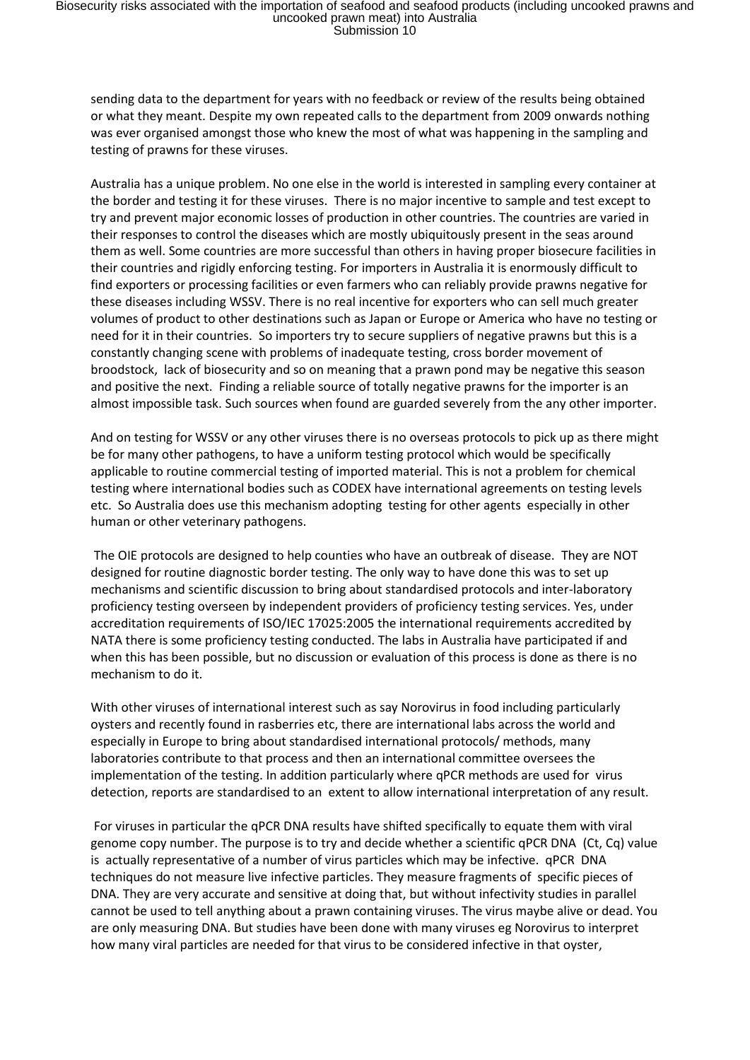sending data to the department for years with no feedback or review of the results being obtained or what they meant. Despite my own repeated calls to the department from 2009 onwards nothing was ever organised amongst those who knew the most of what was happening in the sampling and testing of prawns for these viruses.

Australia has a unique problem. No one else in the world is interested in sampling every container at the border and testing it for these viruses. There is no major incentive to sample and test except to try and prevent major economic losses of production in other countries. The countries are varied in their responses to control the diseases which are mostly ubiquitously present in the seas around them as well. Some countries are more successful than others in having proper biosecure facilities in their countries and rigidly enforcing testing. For importers in Australia it is enormously difficult to find exporters or processing facilities or even farmers who can reliably provide prawns negative for these diseases including WSSV. There is no real incentive for exporters who can sell much greater volumes of product to other destinations such as Japan or Europe or America who have no testing or need for it in their countries. So importers try to secure suppliers of negative prawns but this is a constantly changing scene with problems of inadequate testing, cross border movement of broodstock, lack of biosecurity and so on meaning that a prawn pond may be negative this season and positive the next. Finding a reliable source of totally negative prawns for the importer is an almost impossible task. Such sources when found are guarded severely from the any other importer.

And on testing for WSSV or any other viruses there is no overseas protocols to pick up as there might be for many other pathogens, to have a uniform testing protocol which would be specifically applicable to routine commercial testing of imported material. This is not a problem for chemical testing where international bodies such as CODEX have international agreements on testing levels etc. So Australia does use this mechanism adopting testing for other agents especially in other human or other veterinary pathogens.

The OIE protocols are designed to help counties who have an outbreak of disease. They are NOT designed for routine diagnostic border testing. The only way to have done this was to set up mechanisms and scientific discussion to bring about standardised protocols and inter-laboratory proficiency testing overseen by independent providers of proficiency testing services. Yes, under accreditation requirements of ISO/IEC 17025:2005 the international requirements accredited by NATA there is some proficiency testing conducted. The labs in Australia have participated if and when this has been possible, but no discussion or evaluation of this process is done as there is no mechanism to do it.

With other viruses of international interest such as say Norovirus in food including particularly oysters and recently found in rasberries etc, there are international labs across the world and especially in Europe to bring about standardised international protocols/ methods, many laboratories contribute to that process and then an international committee oversees the implementation of the testing. In addition particularly where qPCR methods are used for virus detection, reports are standardised to an extent to allow international interpretation of any result.

For viruses in particular the qPCR DNA results have shifted specifically to equate them with viral genome copy number. The purpose is to try and decide whether a scientific qPCR DNA (Ct, Cq) value is actually representative of a number of virus particles which may be infective. qPCR DNA techniques do not measure live infective particles. They measure fragments of specific pieces of DNA. They are very accurate and sensitive at doing that, but without infectivity studies in parallel cannot be used to tell anything about a prawn containing viruses. The virus maybe alive or dead. You are only measuring DNA. But studies have been done with many viruses eg Norovirus to interpret how many viral particles are needed for that virus to be considered infective in that oyster,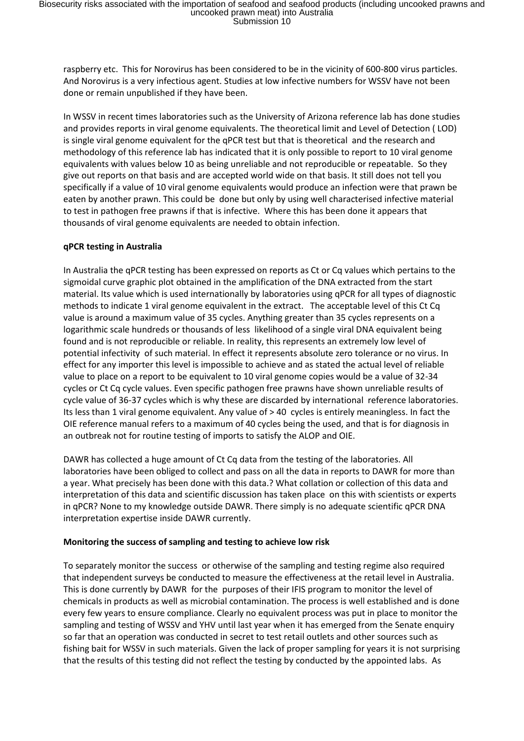raspberry etc. This for Norovirus has been considered to be in the vicinity of 600-800 virus particles. And Norovirus is a very infectious agent. Studies at low infective numbers for WSSV have not been done or remain unpublished if they have been.

In WSSV in recent times laboratories such as the University of Arizona reference lab has done studies and provides reports in viral genome equivalents. The theoretical limit and Level of Detection ( LOD) is single viral genome equivalent for the qPCR test but that is theoretical and the research and methodology of this reference lab has indicated that it is only possible to report to 10 viral genome equivalents with values below 10 as being unreliable and not reproducible or repeatable. So they give out reports on that basis and are accepted world wide on that basis. It still does not tell you specifically if a value of 10 viral genome equivalents would produce an infection were that prawn be eaten by another prawn. This could be done but only by using well characterised infective material to test in pathogen free prawns if that is infective. Where this has been done it appears that thousands of viral genome equivalents are needed to obtain infection.

**qPCR testing in Australia**

In Australia the qPCR testing has been expressed on reports as Ct or Cq values which pertains to the sigmoidal curve graphic plot obtained in the amplification of the DNA extracted from the start material. Its value which is used internationally by laboratories using qPCR for all types of diagnostic methods to indicate 1 viral genome equivalent in the extract. The acceptable level of this Ct Cq value is around a maximum value of 35 cycles. Anything greater than 35 cycles represents on a logarithmic scale hundreds or thousands of less likelihood of a single viral DNA equivalent being found and is not reproducible or reliable. In reality, this represents an extremely low level of potential infectivity of such material. In effect it represents absolute zero tolerance or no virus. In effect for any importer this level is impossible to achieve and as stated the actual level of reliable value to place on a report to be equivalent to 10 viral genome copies would be a value of 32-34 cycles or Ct Cq cycle values. Even specific pathogen free prawns have shown unreliable results of cycle value of 36-37 cycles which is why these are discarded by international reference laboratories. Its less than 1 viral genome equivalent. Any value of > 40 cycles is entirely meaningless. In fact the OIE reference manual refers to a maximum of 40 cycles being the used, and that is for diagnosis in an outbreak not for routine testing of imports to satisfy the ALOP and OIE.

DAWR has collected a huge amount of Ct Cq data from the testing of the laboratories. All laboratories have been obliged to collect and pass on all the data in reports to DAWR for more than a year. What precisely has been done with this data.? What collation or collection of this data and interpretation of this data and scientific discussion has taken place on this with scientists or experts in qPCR? None to my knowledge outside DAWR. There simply is no adequate scientific qPCR DNA interpretation expertise inside DAWR currently.

**Monitoring the success of sampling and testing to achieve low risk**

To separately monitor the success or otherwise of the sampling and testing regime also required that independent surveys be conducted to measure the effectiveness at the retail level in Australia. This is done currently by DAWR for the purposes of their IFIS program to monitor the level of chemicals in products as well as microbial contamination. The process is well established and is done every few years to ensure compliance. Clearly no equivalent process was put in place to monitor the sampling and testing of WSSV and YHV until last year when it has emerged from the Senate enquiry so far that an operation was conducted in secret to test retail outlets and other sources such as fishing bait for WSSV in such materials. Given the lack of proper sampling for years it is not surprising that the results of this testing did not reflect the testing by conducted by the appointed labs. As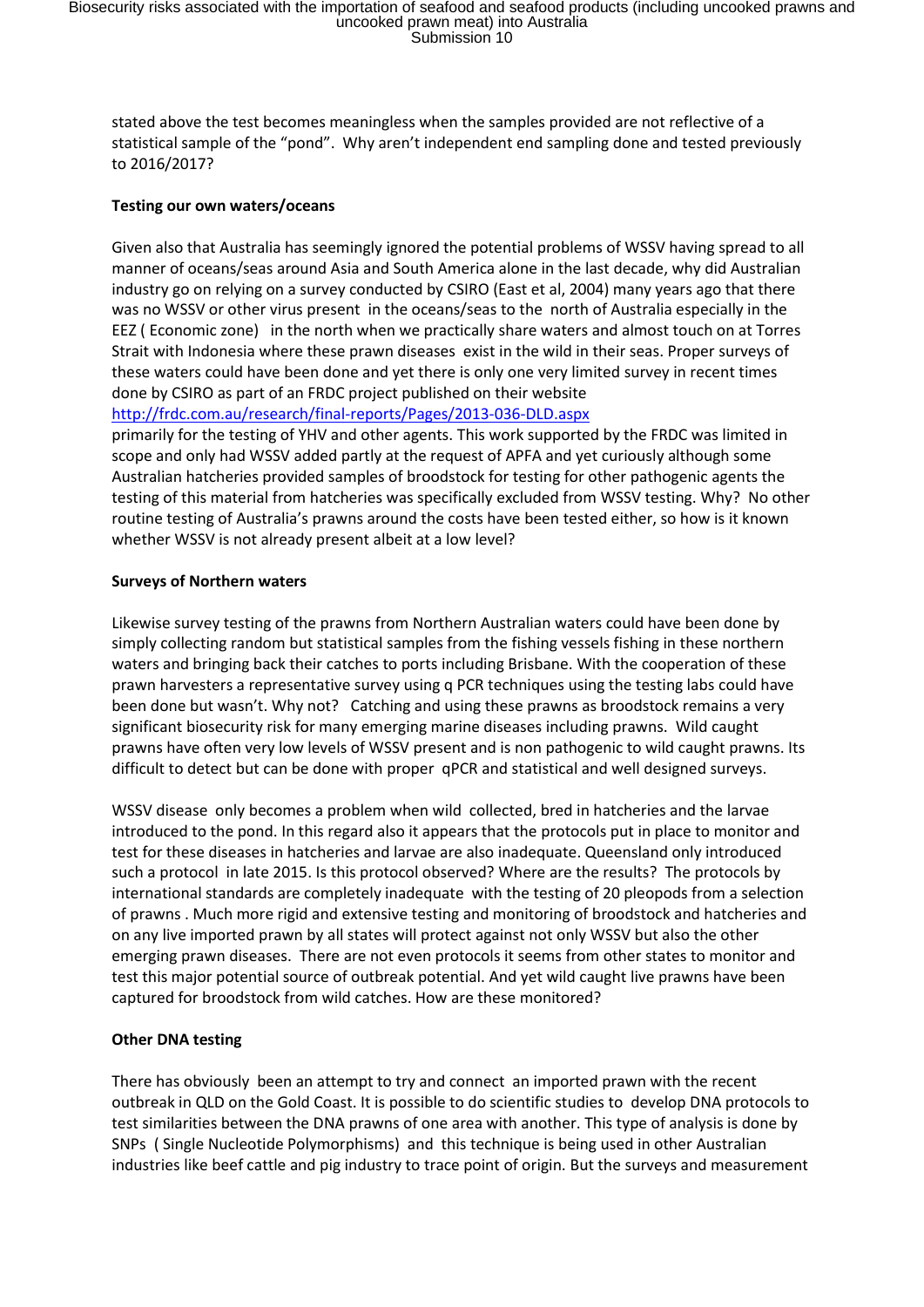stated above the test becomes meaningless when the samples provided are not reflective of a statistical sample of the "pond". Why aren't independent end sampling done and tested previously to 2016/2017?

**Testing our own waters/oceans**

Given also that Australia has seemingly ignored the potential problems of WSSV having spread to all manner of oceans/seas around Asia and South America alone in the last decade, why did Australian industry go on relying on a survey conducted by CSIRO (East et al, 2004) many years ago that there was no WSSV or other virus present in the oceans/seas to the north of Australia especially in the EEZ ( Economic zone) in the north when we practically share waters and almost touch on at Torres Strait with Indonesia where these prawn diseases exist in the wild in their seas. Proper surveys of these waters could have been done and yet there is only one very limited survey in recent times done by CSIRO as part of an FRDC project published on their website [http://frdc.com.au/research/final-reports/Pages/2013-036-DLD.aspx](http://frdc.com.au/research/final-reports/Pages/2013-036-DLD.aspx) primarily for the testing of YHV and other agents. This work supported by the FRDC was limited in scope and only had WSSV added partly at the request of APFA and yet curiously although some Australian hatcheries provided samples of broodstock for testing for other pathogenic agents the testing of this material from hatcheries was specifically excluded from WSSV testing. Why? No other routine testing of Australia's prawns around the costs have been tested either, so how is it known whether WSSV is not already present albeit at a low level?

**Surveys of Northern waters**

Likewise survey testing of the prawns from Northern Australian waters could have been done by simply collecting random but statistical samples from the fishing vessels fishing in these northern waters and bringing back their catches to ports including Brisbane. With the cooperation of these prawn harvesters a representative survey using q PCR techniques using the testing labs could have been done but wasn't. Why not? Catching and using these prawns as broodstock remains a very significant biosecurity risk for many emerging marine diseases including prawns. Wild caught prawns have often very low levels of WSSV present and is non pathogenic to wild caught prawns. Its difficult to detect but can be done with proper qPCR and statistical and well designed surveys.

WSSV disease only becomes a problem when wild collected, bred in hatcheries and the larvae introduced to the pond. In this regard also it appears that the protocols put in place to monitor and test for these diseases in hatcheries and larvae are also inadequate. Queensland only introduced such a protocol in late 2015. Is this protocol observed? Where are the results? The protocols by international standards are completely inadequate with the testing of 20 pleopods from a selection of prawns . Much more rigid and extensive testing and monitoring of broodstock and hatcheries and on any live imported prawn by all states will protect against not only WSSV but also the other emerging prawn diseases. There are not even protocols it seems from other states to monitor and test this major potential source of outbreak potential. And yet wild caught live prawns have been captured for broodstock from wild catches. How are these monitored?

**Other DNA testing**

There has obviously been an attempt to try and connect an imported prawn with the recent outbreak in QLD on the Gold Coast. It is possible to do scientific studies to develop DNA protocols to test similarities between the DNA prawns of one area with another. This type of analysis is done by SNPs ( Single Nucleotide Polymorphisms) and this technique is being used in other Australian industries like beef cattle and pig industry to trace point of origin. But the surveys and measurement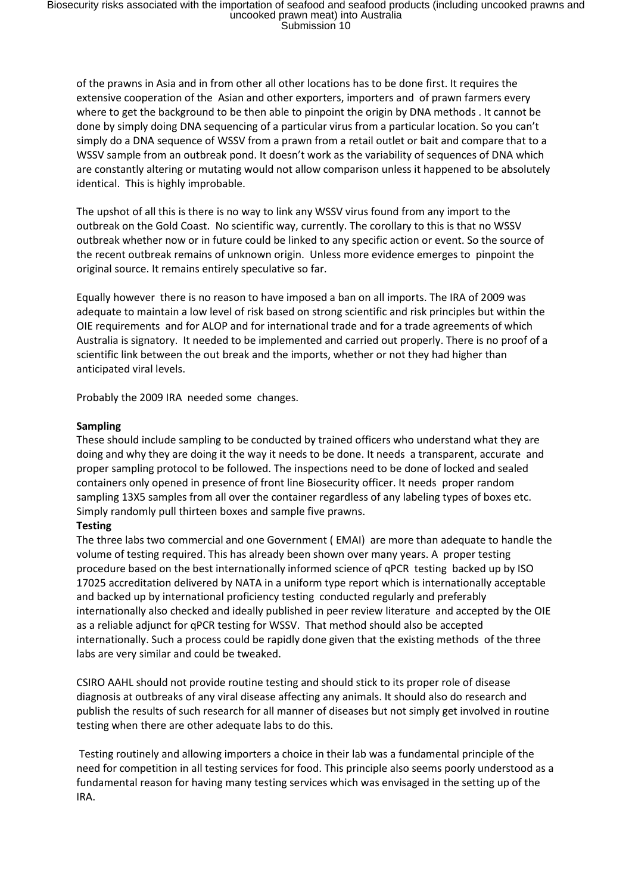of the prawns in Asia and in from other all other locations has to be done first. It requires the extensive cooperation of the Asian and other exporters, importers and of prawn farmers every where to get the background to be then able to pinpoint the origin by DNA methods . It cannot be done by simply doing DNA sequencing of a particular virus from a particular location. So you can't simply do a DNA sequence of WSSV from a prawn from a retail outlet or bait and compare that to a WSSV sample from an outbreak pond. It doesn't work as the variability of sequences of DNA which are constantly altering or mutating would not allow comparison unless it happened to be absolutely identical. This is highly improbable.

The upshot of all this is there is no way to link any WSSV virus found from any import to the outbreak on the Gold Coast. No scientific way, currently. The corollary to this is that no WSSV outbreak whether now or in future could be linked to any specific action or event. So the source of the recent outbreak remains of unknown origin. Unless more evidence emerges to pinpoint the original source. It remains entirely speculative so far.

Equally however there is no reason to have imposed a ban on all imports. The IRA of 2009 was adequate to maintain a low level of risk based on strong scientific and risk principles but within the OIE requirements and for ALOP and for international trade and for a trade agreements of which Australia is signatory. It needed to be implemented and carried out properly. There is no proof of a scientific link between the out break and the imports, whether or not they had higher than anticipated viral levels.

Probably the 2009 IRA needed some changes.

**Sampling**

These should include sampling to be conducted by trained officers who understand what they are doing and why they are doing it the way it needs to be done. It needs a transparent, accurate and proper sampling protocol to be followed. The inspections need to be done of locked and sealed containers only opened in presence of front line Biosecurity officer. It needs proper random sampling 13X5 samples from all over the container regardless of any labeling types of boxes etc. Simply randomly pull thirteen boxes and sample five prawns.

**Testing**

The three labs two commercial and one Government ( EMAI) are more than adequate to handle the volume of testing required. This has already been shown over many years. A proper testing procedure based on the best internationally informed science of qPCR testing backed up by ISO 17025 accreditation delivered by NATA in a uniform type report which is internationally acceptable and backed up by international proficiency testing conducted regularly and preferably internationally also checked and ideally published in peer review literature and accepted by the OIE as a reliable adjunct for qPCR testing for WSSV. That method should also be accepted internationally. Such a process could be rapidly done given that the existing methods of the three labs are very similar and could be tweaked.

CSIRO AAHL should not provide routine testing and should stick to its proper role of disease diagnosis at outbreaks of any viral disease affecting any animals. It should also do research and publish the results of such research for all manner of diseases but not simply get involved in routine testing when there are other adequate labs to do this.

Testing routinely and allowing importers a choice in their lab was a fundamental principle of the need for competition in all testing services for food. This principle also seems poorly understood as a fundamental reason for having many testing services which was envisaged in the setting up of the IRA.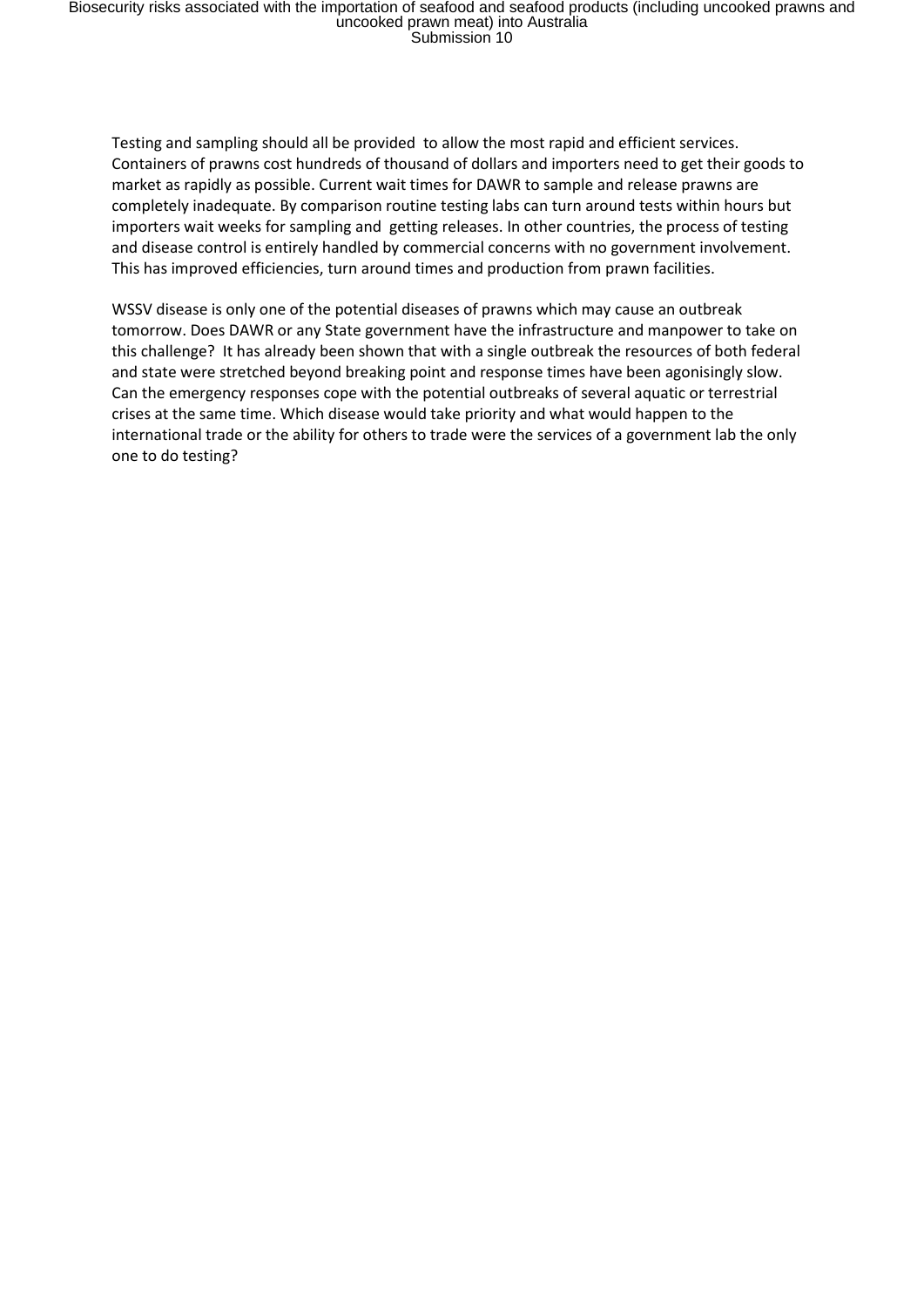Testing and sampling should all be provided to allow the most rapid and efficient services. Containers of prawns cost hundreds of thousand of dollars and importers need to get their goods to market as rapidly as possible. Current wait times for DAWR to sample and release prawns are completely inadequate. By comparison routine testing labs can turn around tests within hours but importers wait weeks for sampling and getting releases. In other countries, the process of testing and disease control is entirely handled by commercial concerns with no government involvement. This has improved efficiencies, turn around times and production from prawn facilities.

WSSV disease is only one of the potential diseases of prawns which may cause an outbreak tomorrow. Does DAWR or any State government have the infrastructure and manpower to take on this challenge? It has already been shown that with a single outbreak the resources of both federal and state were stretched beyond breaking point and response times have been agonisingly slow. Can the emergency responses cope with the potential outbreaks of several aquatic or terrestrial crises at the same time. Which disease would take priority and what would happen to the international trade or the ability for others to trade were the services of a government lab the only one to do testing?